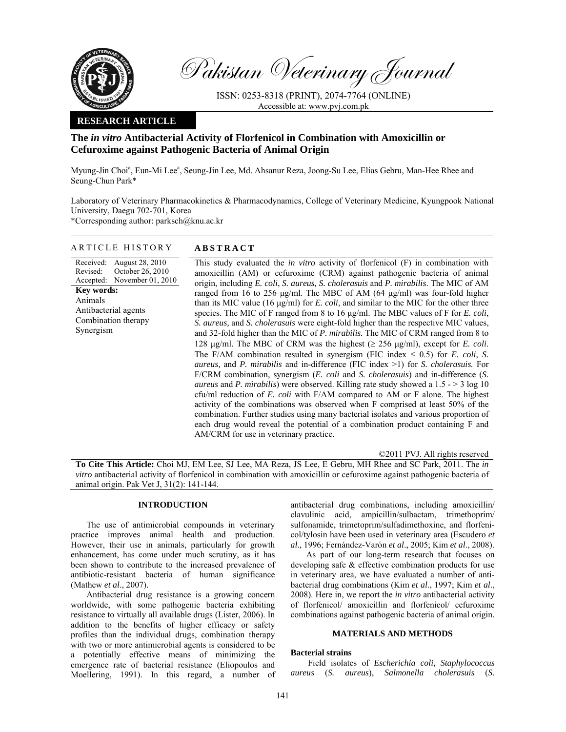Pakistan Veterinary Journal

ISSN: 0253-8318 (PRINT), 2074-7764 (ONLINE)
Accessible at: www.pvj.com.pk

**RESEARCH ARTICLE**

# The *in vitro* Antibacterial Activity of Florfenicol in Combination with Amoxicillin or Cefuroxime against Pathogenic Bacteria of Animal Origin

Myung-Jin Choi[a], Eun-Mi Lee[a], Seung-Jin Lee, Md. Ahsanur Reza, Joong-Su Lee, Elias Gebru, Man-Hee Rhee and Seung-Chun Park*

Laboratory of Veterinary Pharmacokinetics & Pharmacodynamics, College of Veterinary Medicine, Kyungpook National University, Daegu 702-701, Korea
*Corresponding author: parksch@knu.ac.kr

**ARTICLE HISTORY**

Received: August 28, 2010
Revised: October 26, 2010
Accepted: November 01, 2010

**Key words:**
Animals
Antibacterial agents
Combination therapy
Synergism

**ABSTRACT**

This study evaluated the *in vitro* activity of florfenicol (F) in combination with amoxicillin (AM) or cefuroxime (CRM) against pathogenic bacteria of animal origin, including *E. coli*, *S. aureus, S. cholerasuis* and *P. mirabilis*. The MIC of AM ranged from 16 to 256 µg/ml. The MBC of AM (64 µg/ml) was four-fold higher than its MIC value (16 µg/ml) for *E. coli*, and similar to the MIC for the other three species. The MIC of F ranged from 8 to 16 µg/ml. The MBC values of F for *E. coli*, *S. aureus,* and *S. cholerasuis* were eight-fold higher than the respective MIC values, and 32-fold higher than the MIC of *P. mirabilis.* The MIC of CRM ranged from 8 to 128 µg/ml. The MBC of CRM was the highest (≥ 256 µg/ml), except for *E. coli*. The F/AM combination resulted in synergism (FIC index ≤ 0.5) for *E. coli*, *S. aureus,* and *P. mirabilis* and in-difference (FIC index >1) for *S. cholerasuis.* For F/CRM combination, synergism (*E. coli* and *S. cholerasuis*) and in-difference (*S. aureus* and *P. mirabilis*) were observed. Killing rate study showed a 1.5 - > 3 log 10 cfu/ml reduction of *E. coli* with F/AM compared to AM or F alone. The highest activity of the combinations was observed when F comprised at least 50% of the combination. Further studies using many bacterial isolates and various proportion of each drug would reveal the potential of a combination product containing F and AM/CRM for use in veterinary practice.

©2011 PVJ. All rights reserved

**To Cite This Article:** Choi MJ, EM Lee, SJ Lee, MA Reza, JS Lee, E Gebru, MH Rhee and SC Park, 2011. The *in vitro* antibacterial activity of florfenicol in combination with amoxicillin or cefuroxime against pathogenic bacteria of animal origin. Pak Vet J, 31(2): 141-144.

## INTRODUCTION

The use of antimicrobial compounds in veterinary practice improves animal health and production. However, their use in animals, particularly for growth enhancement, has come under much scrutiny, as it has been shown to contribute to the increased prevalence of antibiotic-resistant bacteria of human significance (Mathew *et al*., 2007).

Antibacterial drug resistance is a growing concern worldwide, with some pathogenic bacteria exhibiting resistance to virtually all available drugs (Lister, 2006). In addition to the benefits of higher efficacy or safety profiles than the individual drugs, combination therapy with two or more antimicrobial agents is considered to be a potentially effective means of minimizing the emergence rate of bacterial resistance (Eliopoulos and Moellering, 1991). In this regard, a number of antibacterial drug combinations, including amoxicillin/ clavulinic acid, ampicillin/sulbactam, trimethoprim/ sulfonamide, trimetoprim/sulfadimethoxine, and florfenicol/tylosin have been used in veterinary area (Escudero *et al*., 1996; Fernández-Varón *et al*., 2005; Kim *et al*., 2008).

As part of our long-term research that focuses on developing safe & effective combination products for use in veterinary area, we have evaluated a number of antibacterial drug combinations (Kim *et al*., 1997; Kim *et al*., 2008). Here in, we report the *in vitro* antibacterial activity of florfenicol/ amoxicillin and florfenicol/ cefuroxime combinations against pathogenic bacteria of animal origin.

## MATERIALS AND METHODS

### Bacterial strains

Field isolates of *Escherichia coli, Staphylococcus aureus* (*S. aureus*), *Salmonella cholerasuis* (*S.*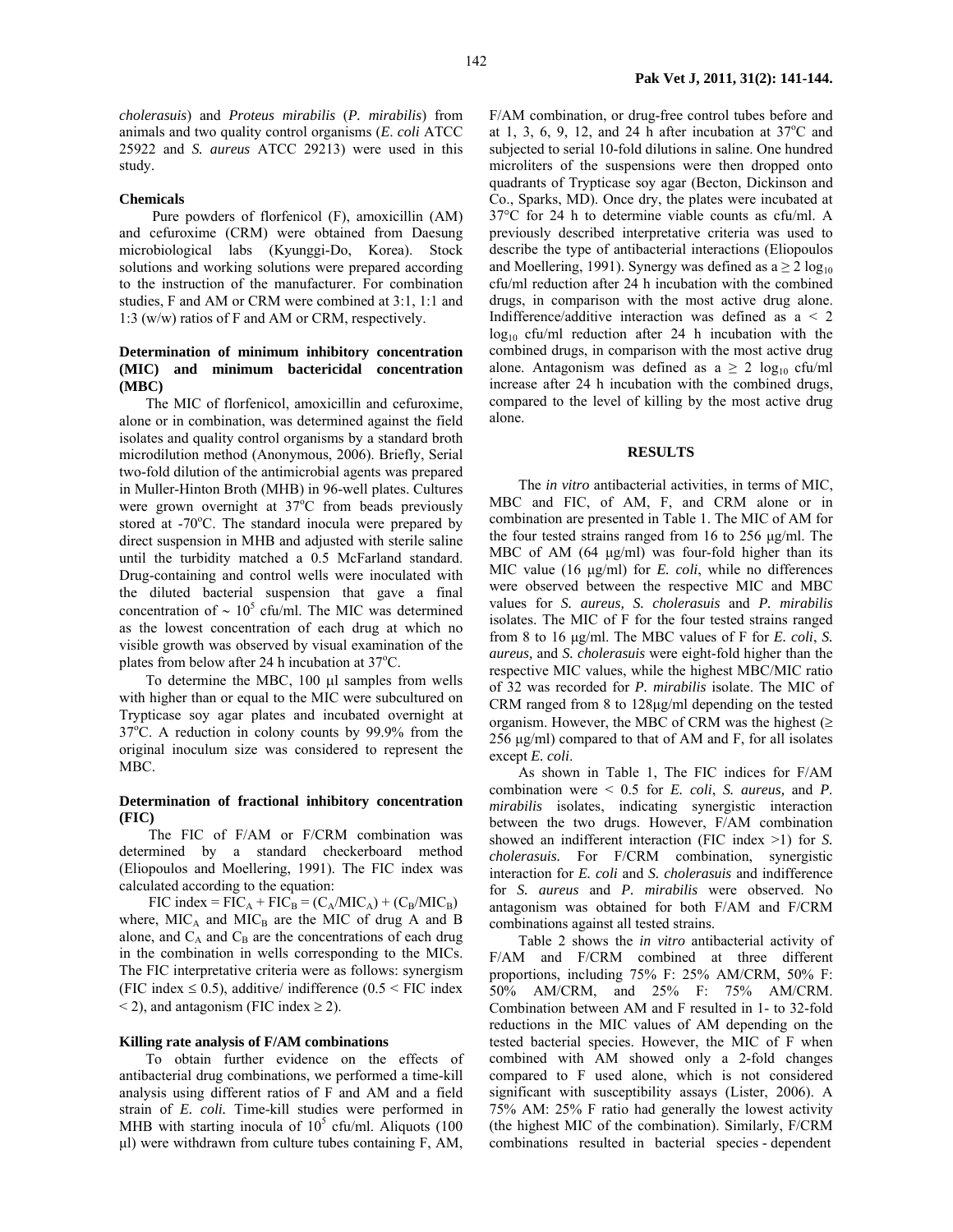*cholerasuis*) and *Proteus mirabilis* (*P. mirabilis*) from animals and two quality control organisms (*E. coli* ATCC 25922 and *S. aureus* ATCC 29213) were used in this study.

### Chemicals

Pure powders of florfenicol (F), amoxicillin (AM) and cefuroxime (CRM) were obtained from Daesung microbiological labs (Kyunggi-Do, Korea). Stock solutions and working solutions were prepared according to the instruction of the manufacturer. For combination studies, F and AM or CRM were combined at 3:1, 1:1 and 1:3 (w/w) ratios of F and AM or CRM, respectively.

### Determination of minimum inhibitory concentration (MIC) and minimum bactericidal concentration (MBC)

The MIC of florfenicol, amoxicillin and cefuroxime, alone or in combination, was determined against the field isolates and quality control organisms by a standard broth microdilution method (Anonymous, 2006). Briefly, Serial two-fold dilution of the antimicrobial agents was prepared in Muller-Hinton Broth (MHB) in 96-well plates. Cultures were grown overnight at 37°C from beads previously stored at -70°C. The standard inocula were prepared by direct suspension in MHB and adjusted with sterile saline until the turbidity matched a 0.5 McFarland standard. Drug-containing and control wells were inoculated with the diluted bacterial suspension that gave a final concentration of $\sim 10^5$ cfu/ml. The MIC was determined as the lowest concentration of each drug at which no visible growth was observed by visual examination of the plates from below after 24 h incubation at 37°C.

To determine the MBC, 100 µl samples from wells with higher than or equal to the MIC were subcultured on Trypticase soy agar plates and incubated overnight at 37°C. A reduction in colony counts by 99.9% from the original inoculum size was considered to represent the MBC.

### Determination of fractional inhibitory concentration (FIC)

The FIC of F/AM or F/CRM combination was determined by a standard checkerboard method (Eliopoulos and Moellering, 1991). The FIC index was calculated according to the equation:

FIC index = $FIC_A + FIC_B = (C_A/MIC_A) + (C_B/MIC_B)$

where, $MIC_A$ and $MIC_B$ are the MIC of drug A and B alone, and $C_A$ and $C_B$ are the concentrations of each drug in the combination in wells corresponding to the MICs. The FIC interpretative criteria were as follows: synergism (FIC index $\leq 0.5$), additive/ indifference ($0.5 <$ FIC index $< 2$), and antagonism (FIC index $\geq 2$).

### Killing rate analysis of F/AM combinations

To obtain further evidence on the effects of antibacterial drug combinations, we performed a time-kill analysis using different ratios of F and AM and a field strain of *E. coli.* Time-kill studies were performed in MHB with starting inocula of $10^5$ cfu/ml. Aliquots (100 µl) were withdrawn from culture tubes containing F, AM, F/AM combination, or drug-free control tubes before and at 1, 3, 6, 9, 12, and 24 h after incubation at 37°C and subjected to serial 10-fold dilutions in saline. One hundred microliters of the suspensions were then dropped onto quadrants of Trypticase soy agar (Becton, Dickinson and Co., Sparks, MD). Once dry, the plates were incubated at 37°C for 24 h to determine viable counts as cfu/ml. A previously described interpretative criteria was used to describe the type of antibacterial interactions (Eliopoulos and Moellering, 1991). Synergy was defined as a $\geq 2$ $\log_{10}$ cfu/ml reduction after 24 h incubation with the combined drugs, in comparison with the most active drug alone. Indifference/additive interaction was defined as a $< 2$ $\log_{10}$ cfu/ml reduction after 24 h incubation with the combined drugs, in comparison with the most active drug alone. Antagonism was defined as a $\geq 2$ $\log_{10}$ cfu/ml increase after 24 h incubation with the combined drugs, compared to the level of killing by the most active drug alone.

## RESULTS

The *in vitro* antibacterial activities, in terms of MIC, MBC and FIC, of AM, F, and CRM alone or in combination are presented in Table 1. The MIC of AM for the four tested strains ranged from 16 to 256 µg/ml. The MBC of AM (64 µg/ml) was four-fold higher than its MIC value (16 µg/ml) for *E. coli*, while no differences were observed between the respective MIC and MBC values for *S. aureus, S. cholerasuis* and *P. mirabilis* isolates. The MIC of F for the four tested strains ranged from 8 to 16 µg/ml. The MBC values of F for *E. coli*, *S. aureus,* and *S. cholerasuis* were eight-fold higher than the respective MIC values, while the highest MBC/MIC ratio of 32 was recorded for *P. mirabilis* isolate. The MIC of CRM ranged from 8 to 128µg/ml depending on the tested organism. However, the MBC of CRM was the highest ($\geq$ 256 µg/ml) compared to that of AM and F, for all isolates except *E. coli*.

As shown in Table 1, The FIC indices for F/AM combination were < 0.5 for *E. coli*, *S. aureus,* and *P. mirabilis* isolates, indicating synergistic interaction between the two drugs. However, F/AM combination showed an indifferent interaction (FIC index >1) for *S. cholerasuis.* For F/CRM combination, synergistic interaction for *E. coli* and *S. cholerasuis* and indifference for *S. aureus* and *P. mirabilis* were observed. No antagonism was obtained for both F/AM and F/CRM combinations against all tested strains.

Table 2 shows the *in vitro* antibacterial activity of F/AM and F/CRM combined at three different proportions, including 75% F: 25% AM/CRM, 50% F: 50% AM/CRM, and 25% F: 75% AM/CRM. Combination between AM and F resulted in 1- to 32-fold reductions in the MIC values of AM depending on the tested bacterial species. However, the MIC of F when combined with AM showed only a 2-fold changes compared to F used alone, which is not considered significant with susceptibility assays (Lister, 2006). A 75% AM: 25% F ratio had generally the lowest activity (the highest MIC of the combination). Similarly, F/CRM combinations resulted in bacterial species - dependent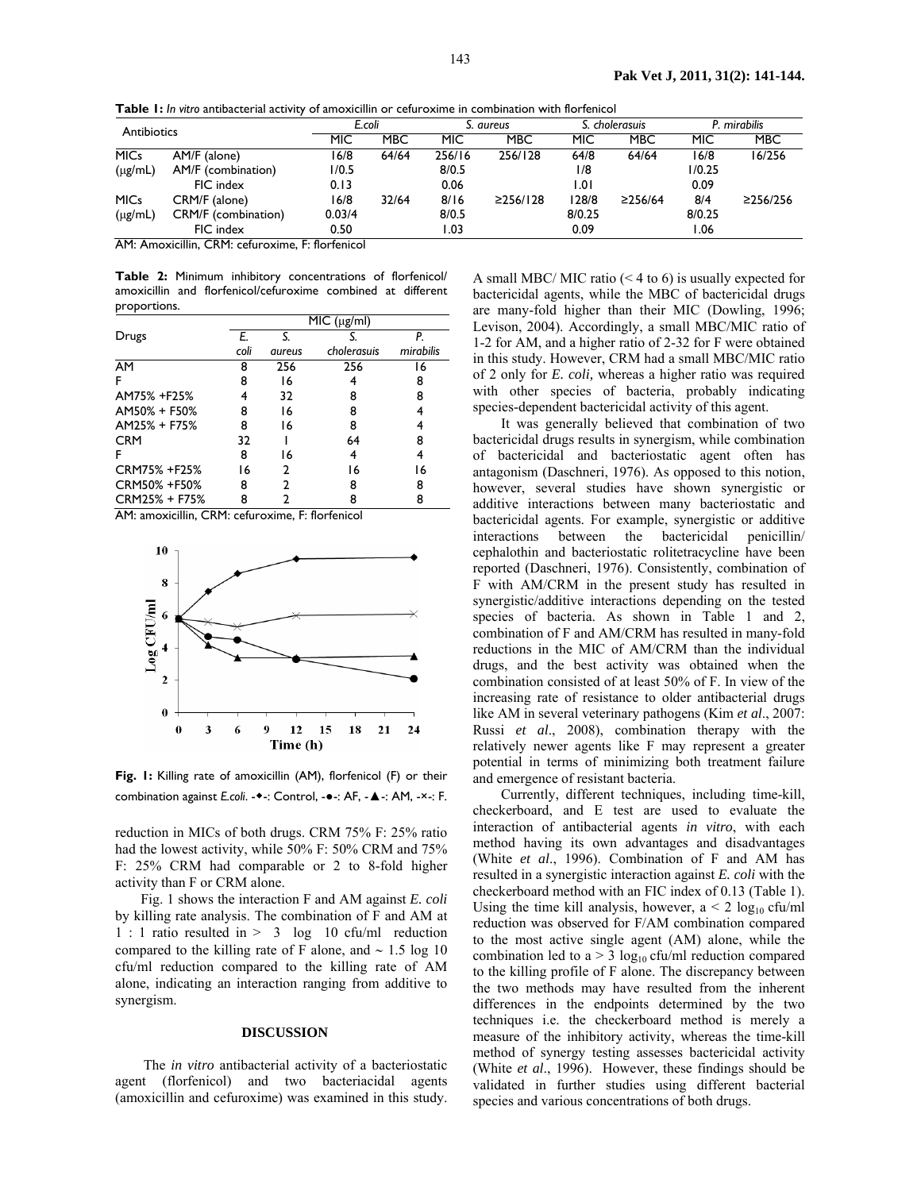**Table 1:** *In vitro* antibacterial activity of amoxicillin or cefuroxime in combination with florfenicol

| Antibiotics | | *E.coli* | | *S. aureus* | | *S. cholerasuis* | | *P. mirabilis* | |
|---|---|---|---|---|---|---|---|---|---|
| | | MIC | MBC | MIC | MBC | MIC | MBC | MIC | MBC |
| MICs | AM/F (alone) | 16/8 | 64/64 | 256/16 | 256/128 | 64/8 | 64/64 | 16/8 | 16/256 |
| (μg/mL) | AM/F (combination) | 1/0.5 | | 8/0.5 | | 1/8 | | 1/0.25 | |
| | FIC index | 0.13 | | 0.06 | | 1.01 | | 0.09 | |
| MICs | CRM/F (alone) | 16/8 | 32/64 | 8/16 | ≥256/128 | 128/8 | ≥256/64 | 8/4 | ≥256/256 |
| (μg/mL) | CRM/F (combination) | 0.03/4 | | 8/0.5 | | 8/0.25 | | 8/0.25 | |
| | FIC index | 0.50 | | 1.03 | | 0.09 | | 1.06 | |

AM: Amoxicillin, CRM: cefuroxime, F: florfenicol

**Table 2:** Minimum inhibitory concentrations of florfenicol/ amoxicillin and florfenicol/cefuroxime combined at different proportions.

| Drugs | MIC (μg/ml) | | | |
|---|---|---|---|---|
| | *E. coli* | *S. aureus* | *S. cholerasuis* | *P. mirabilis* |
| AM | 8 | 256 | 256 | 16 |
| F | 8 | 16 | 4 | 8 |
| AM75% +F25% | 4 | 32 | 8 | 8 |
| AM50% + F50% | 8 | 16 | 8 | 4 |
| AM25% + F75% | 8 | 16 | 8 | 4 |
| CRM | 32 | 1 | 64 | 8 |
| F | 8 | 16 | 4 | 4 |
| CRM75% +F25% | 16 | 2 | 16 | 16 |
| CRM50% +F50% | 8 | 2 | 8 | 8 |
| CRM25% + F75% | 8 | 2 | 8 | 8 |

AM: amoxicillin, CRM: cefuroxime, F: florfenicol

**Fig. 1:** Killing rate of amoxicillin (AM), florfenicol (F) or their combination against *E.coli*. -◆-: Control, -●-: AF, -▲-: AM, -×-: F.

reduction in MICs of both drugs. CRM 75% F: 25% ratio had the lowest activity, while 50% F: 50% CRM and 75% F: 25% CRM had comparable or 2 to 8-fold higher activity than F or CRM alone.

Fig. 1 shows the interaction F and AM against *E. coli* by killing rate analysis. The combination of F and AM at 1 : 1 ratio resulted in > 3 log 10 cfu/ml reduction compared to the killing rate of F alone, and ~ 1.5 log 10 cfu/ml reduction compared to the killing rate of AM alone, indicating an interaction ranging from additive to synergism.

## DISCUSSION

The *in vitro* antibacterial activity of a bacteriostatic agent (florfenicol) and two bacteriacidal agents (amoxicillin and cefuroxime) was examined in this study. A small MBC/ MIC ratio (< 4 to 6) is usually expected for bactericidal agents, while the MBC of bactericidal drugs are many-fold higher than their MIC (Dowling, 1996; Levison, 2004). Accordingly, a small MBC/MIC ratio of 1-2 for AM, and a higher ratio of 2-32 for F were obtained in this study. However, CRM had a small MBC/MIC ratio of 2 only for *E. coli,* whereas a higher ratio was required with other species of bacteria, probably indicating species-dependent bactericidal activity of this agent.

It was generally believed that combination of two bactericidal drugs results in synergism, while combination of bactericidal and bacteriostatic agent often has antagonism (Daschneri, 1976). As opposed to this notion, however, several studies have shown synergistic or additive interactions between many bacteriostatic and bactericidal agents. For example, synergistic or additive interactions between the bactericidal penicillin/ cephalothin and bacteriostatic rolitetracycline have been reported (Daschneri, 1976). Consistently, combination of F with AM/CRM in the present study has resulted in synergistic/additive interactions depending on the tested species of bacteria. As shown in Table 1 and 2, combination of F and AM/CRM has resulted in many-fold reductions in the MIC of AM/CRM than the individual drugs, and the best activity was obtained when the combination consisted of at least 50% of F. In view of the increasing rate of resistance to older antibacterial drugs like AM in several veterinary pathogens (Kim *et al*., 2007: Russi *et al*., 2008), combination therapy with the relatively newer agents like F may represent a greater potential in terms of minimizing both treatment failure and emergence of resistant bacteria.

Currently, different techniques, including time-kill, checkerboard, and E test are used to evaluate the interaction of antibacterial agents *in vitro*, with each method having its own advantages and disadvantages (White *et al*., 1996). Combination of F and AM has resulted in a synergistic interaction against *E. coli* with the checkerboard method with an FIC index of 0.13 (Table 1). Using the time kill analysis, however, a < 2 $\log_{10}$ cfu/ml reduction was observed for F/AM combination compared to the most active single agent (AM) alone, while the combination led to a > 3 $\log_{10}$ cfu/ml reduction compared to the killing profile of F alone. The discrepancy between the two methods may have resulted from the inherent differences in the endpoints determined by the two techniques i.e. the checkerboard method is merely a measure of the inhibitory activity, whereas the time-kill method of synergy testing assesses bactericidal activity (White *et al*., 1996). However, these findings should be validated in further studies using different bacterial species and various concentrations of both drugs.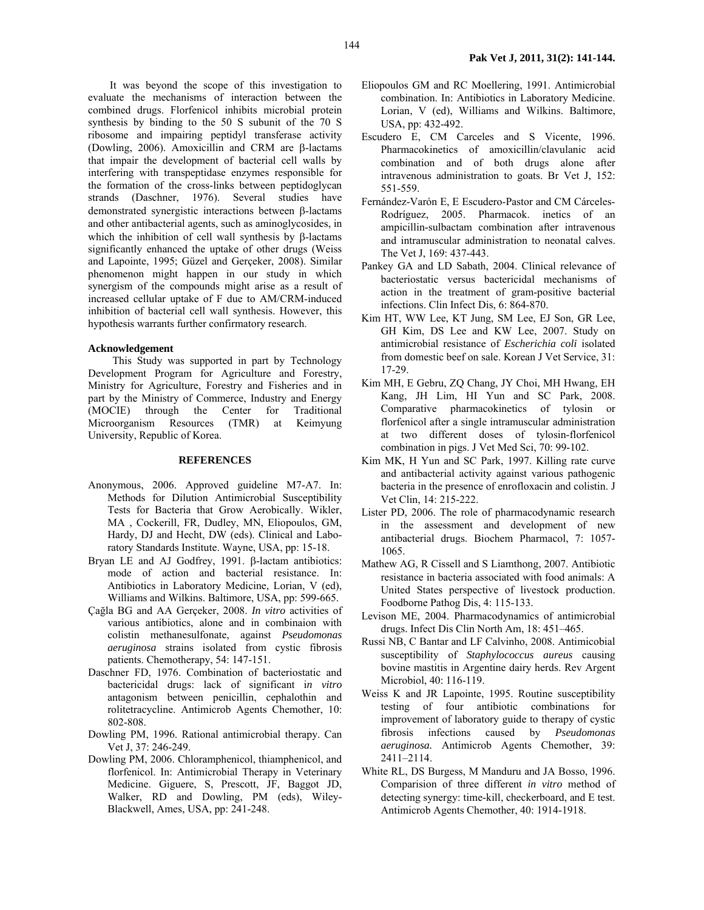It was beyond the scope of this investigation to evaluate the mechanisms of interaction between the combined drugs. Florfenicol inhibits microbial protein synthesis by binding to the 50 S subunit of the 70 S ribosome and impairing peptidyl transferase activity (Dowling, 2006). Amoxicillin and CRM are β-lactams that impair the development of bacterial cell walls by interfering with transpeptidase enzymes responsible for the formation of the cross-links between peptidoglycan strands (Daschner, 1976). Several studies have demonstrated synergistic interactions between β-lactams and other antibacterial agents, such as aminoglycosides, in which the inhibition of cell wall synthesis by β-lactams significantly enhanced the uptake of other drugs (Weiss and Lapointe, 1995; Güzel and Gerçeker, 2008). Similar phenomenon might happen in our study in which synergism of the compounds might arise as a result of increased cellular uptake of F due to AM/CRM-induced inhibition of bacterial cell wall synthesis. However, this hypothesis warrants further confirmatory research.

### Acknowledgement

This Study was supported in part by Technology Development Program for Agriculture and Forestry, Ministry for Agriculture, Forestry and Fisheries and in part by the Ministry of Commerce, Industry and Energy (MOCIE) through the Center for Traditional Microorganism Resources (TMR) at Keimyung University, Republic of Korea.

## REFERENCES

Anonymous, 2006. Approved guideline M7-A7. In: Methods for Dilution Antimicrobial Susceptibility Tests for Bacteria that Grow Aerobically. Wikler, MA , Cockerill, FR, Dudley, MN, Eliopoulos, GM, Hardy, DJ and Hecht, DW (eds). Clinical and Laboratory Standards Institute. Wayne, USA, pp: 15-18.

Bryan LE and AJ Godfrey, 1991. β-lactam antibiotics: mode of action and bacterial resistance. In: Antibiotics in Laboratory Medicine, Lorian, V (ed), Williams and Wilkins. Baltimore, USA, pp: 599-665.

Çağla BG and AA Gerçeker, 2008. *In vitro* activities of various antibiotics, alone and in combinaion with colistin methanesulfonate, against *Pseudomonas aeruginosa* strains isolated from cystic fibrosis patients. Chemotherapy, 54: 147-151.

Daschner FD, 1976. Combination of bacteriostatic and bactericidal drugs: lack of significant i*n vitro* antagonism between penicillin, cephalothin and rolitetracycline. Antimicrob Agents Chemother, 10: 802-808.

Dowling PM, 1996. Rational antimicrobial therapy. Can Vet J, 37: 246-249.

Dowling PM, 2006. Chloramphenicol, thiamphenicol, and florfenicol. In: Antimicrobial Therapy in Veterinary Medicine. Giguere, S, Prescott, JF, Baggot JD, Walker, RD and Dowling, PM (eds), Wiley-Blackwell, Ames, USA, pp: 241-248.

Eliopoulos GM and RC Moellering, 1991. Antimicrobial combination. In: Antibiotics in Laboratory Medicine. Lorian, V (ed), Williams and Wilkins. Baltimore, USA, pp: 432-492.

Escudero E, CM Carceles and S Vicente, 1996. Pharmacokinetics of amoxicillin/clavulanic acid combination and of both drugs alone after intravenous administration to goats. Br Vet J, 152: 551-559.

Fernández-Varón E, E Escudero-Pastor and CM Cárceles-Rodríguez, 2005. Pharmacok. inetics of an ampicillin-sulbactam combination after intravenous and intramuscular administration to neonatal calves. The Vet J, 169: 437-443.

Pankey GA and LD Sabath, 2004. Clinical relevance of bacteriostatic versus bactericidal mechanisms of action in the treatment of gram-positive bacterial infections. Clin Infect Dis, 6: 864-870.

Kim HT, WW Lee, KT Jung, SM Lee, EJ Son, GR Lee, GH Kim, DS Lee and KW Lee, 2007. Study on antimicrobial resistance of *Escherichia coli* isolated from domestic beef on sale. Korean J Vet Service, 31: 17-29.

Kim MH, E Gebru, ZQ Chang, JY Choi, MH Hwang, EH Kang, JH Lim, HI Yun and SC Park, 2008. Comparative pharmacokinetics of tylosin or florfenicol after a single intramuscular administration at two different doses of tylosin-florfenicol combination in pigs. J Vet Med Sci, 70: 99-102.

Kim MK, H Yun and SC Park, 1997. Killing rate curve and antibacterial activity against various pathogenic bacteria in the presence of enrofloxacin and colistin. J Vet Clin, 14: 215-222.

Lister PD, 2006. The role of pharmacodynamic research in the assessment and development of new antibacterial drugs. Biochem Pharmacol, 7: 1057-1065.

Mathew AG, R Cissell and S Liamthong, 2007. Antibiotic resistance in bacteria associated with food animals: A United States perspective of livestock production. Foodborne Pathog Dis, 4: 115-133.

Levison ME, 2004. Pharmacodynamics of antimicrobial drugs. Infect Dis Clin North Am, 18: 451–465.

Russi NB, C Bantar and LF Calvinho, 2008. Antimicobial susceptibility of *Staphylococcus aureus* causing bovine mastitis in Argentine dairy herds. Rev Argent Microbiol, 40: 116-119.

Weiss K and JR Lapointe, 1995. Routine susceptibility testing of four antibiotic combinations for improvement of laboratory guide to therapy of cystic fibrosis infections caused by *Pseudomonas aeruginosa.* Antimicrob Agents Chemother, 39: 2411–2114.

White RL, DS Burgess, M Manduru and JA Bosso, 1996. Comparision of three different *in vitro* method of detecting synergy: time-kill, checkerboard, and E test. Antimicrob Agents Chemother, 40: 1914-1918.